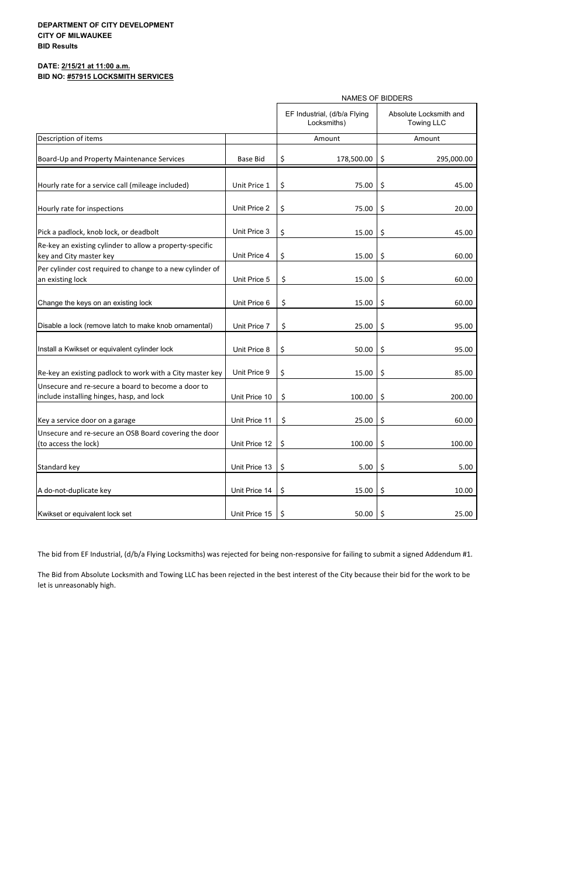**DEPARTMENT OF CITY DEVELOPMENT**
**CITY OF MILWAUKEE**
**BID Results**

**DATE: 2/15/21 at 11:00 a.m.**
**BID NO: #57915 LOCKSMITH SERVICES**

| | | NAMES OF BIDDERS | |
|---|---|---|---|
| | | EF Industrial, (d/b/a Flying Locksmiths) | Absolute Locksmith and Towing LLC |
| Description of items | | Amount | Amount |
| Board-Up and Property Maintenance Services | Base Bid | $ 178,500.00 | $ 295,000.00 |
| Hourly rate for a service call (mileage included) | Unit Price 1 | $ 75.00 | $ 45.00 |
| Hourly rate for inspections | Unit Price 2 | $ 75.00 | $ 20.00 |
| Pick a padlock, knob lock, or deadbolt | Unit Price 3 | $ 15.00 | $ 45.00 |
| Re-key an existing cylinder to allow a property-specific key and City master key | Unit Price 4 | $ 15.00 | $ 60.00 |
| Per cylinder cost required to change to a new cylinder of an existing lock | Unit Price 5 | $ 15.00 | $ 60.00 |
| Change the keys on an existing lock | Unit Price 6 | $ 15.00 | $ 60.00 |
| Disable a lock (remove latch to make knob ornamental) | Unit Price 7 | $ 25.00 | $ 95.00 |
| Install a Kwikset or equivalent cylinder lock | Unit Price 8 | $ 50.00 | $ 95.00 |
| Re-key an existing padlock to work with a City master key | Unit Price 9 | $ 15.00 | $ 85.00 |
| Unsecure and re-secure a board to become a door to include installing hinges, hasp, and lock | Unit Price 10 | $ 100.00 | $ 200.00 |
| Key a service door on a garage | Unit Price 11 | $ 25.00 | $ 60.00 |
| Unsecure and re-secure an OSB Board covering the door (to access the lock) | Unit Price 12 | $ 100.00 | $ 100.00 |
| Standard key | Unit Price 13 | $ 5.00 | $ 5.00 |
| A do-not-duplicate key | Unit Price 14 | $ 15.00 | $ 10.00 |
| Kwikset or equivalent lock set | Unit Price 15 | $ 50.00 | $ 25.00 |

The bid from EF Industrial, (d/b/a Flying Locksmiths) was rejected for being non-responsive for failing to submit a signed Addendum #1.

The Bid from Absolute Locksmith and Towing LLC has been rejected in the best interest of the City because their bid for the work to be let is unreasonably high.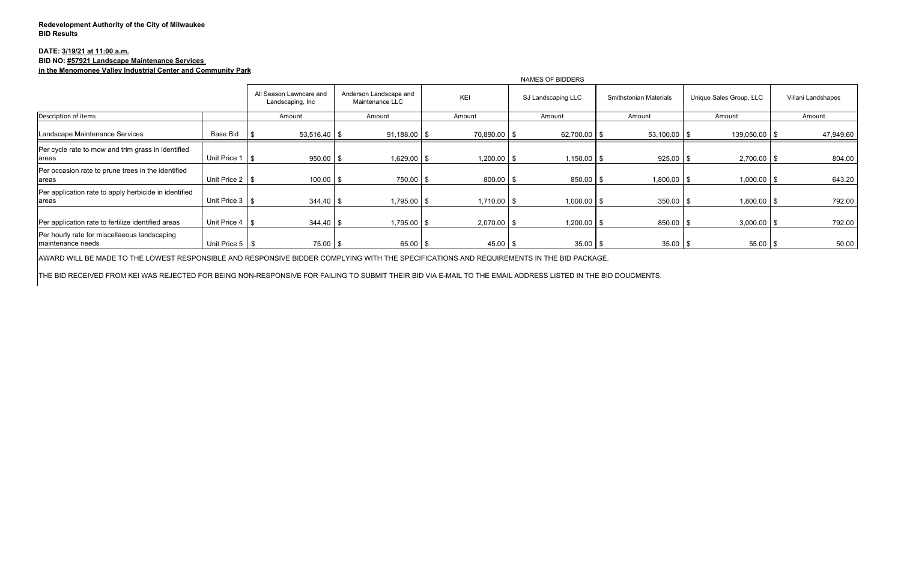**Redevelopment Authority of the City of Milwaukee**
**BID Results**

**DATE: 3/19/21 at 11:00 a.m.**
**BID NO: #57921 Landscape Maintenance Services in the Menomonee Valley Industrial Center and Community Park**

| | | NAMES OF BIDDERS | | | | | | |
|---|---|---|---|---|---|---|---|---|
| | | All Season Lawncare and Landscaping, Inc | Anderson Landscape and Maintenance LLC | KEI | SJ Landscaping LLC | Smithstonian Materials | Unique Sales Group, LLC | Villani Landshapes |
| Description of items | | Amount | Amount | Amount | Amount | Amount | Amount | Amount |
| Landscape Maintenance Services | Base Bid | $ 53,516.40 | $ 91,188.00 | $ 70,890.00 | $ 62,700.00 | $ 53,100.00 | $ 139,050.00 | $ 47,949.60 |
| Per cycle rate to mow and trim grass in identified areas | Unit Price 1 | $ 950.00 | $ 1,629.00 | $ 1,200.00 | $ 1,150.00 | $ 925.00 | $ 2,700.00 | $ 804.00 |
| Per occasion rate to prune trees in the identified areas | Unit Price 2 | $ 100.00 | $ 750.00 | $ 800.00 | $ 850.00 | $ 1,800.00 | $ 1,000.00 | $ 643.20 |
| Per application rate to apply herbicide in identified areas | Unit Price 3 | $ 344.40 | $ 1,795.00 | $ 1,710.00 | $ 1,000.00 | $ 350.00 | $ 1,800.00 | $ 792.00 |
| Per application rate to fertilize identified areas | Unit Price 4 | $ 344.40 | $ 1,795.00 | $ 2,070.00 | $ 1,200.00 | $ 850.00 | $ 3,000.00 | $ 792.00 |
| Per hourly rate for miscellaneous landscaping maintenance needs | Unit Price 5 | $ 75.00 | $ 65.00 | $ 45.00 | $ 35.00 | $ 35.00 | $ 55.00 | $ 50.00 |

AWARD WILL BE MADE TO THE LOWEST RESPONSIBLE AND RESPONSIVE BIDDER COMPLYING WITH THE SPECIFICATIONS AND REQUIREMENTS IN THE BID PACKAGE.

THE BID RECEIVED FROM KEI WAS REJECTED FOR BEING NON-RESPONSIVE FOR FAILING TO SUBMIT THEIR BID VIA E-MAIL TO THE EMAIL ADDRESS LISTED IN THE BID DOUCMENTS.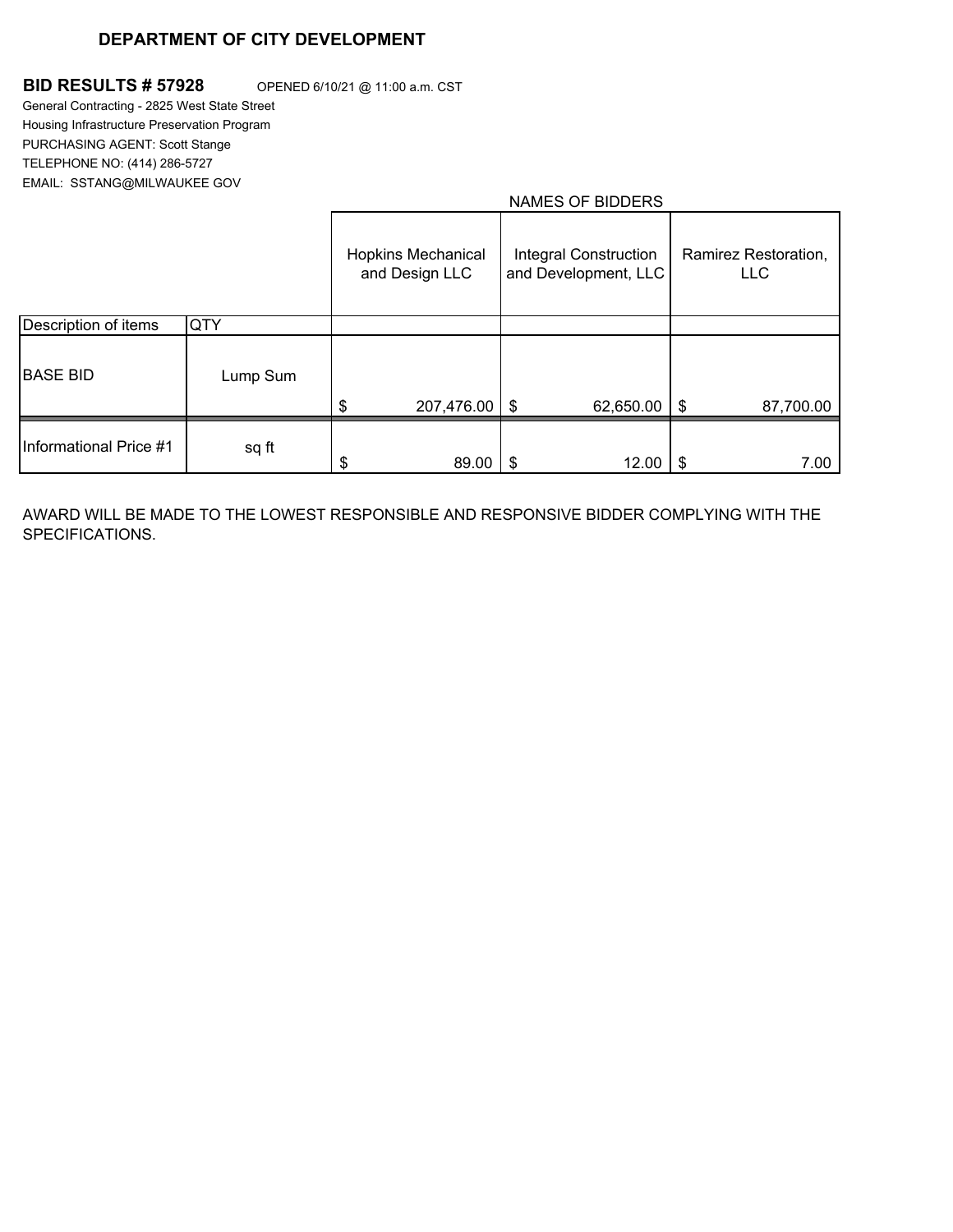**DEPARTMENT OF CITY DEVELOPMENT**

**BID RESULTS # 57928** OPENED 6/10/21 @ 11:00 a.m. CST

General Contracting - 2825 West State Street
Housing Infrastructure Preservation Program
PURCHASING AGENT: Scott Stange
TELEPHONE NO: (414) 286-5727
EMAIL: SSTANG@MILWAUKEE GOV

| | | NAMES OF BIDDERS | | |
|---|---|---|---|---|
| | | Hopkins Mechanical and Design LLC | Integral Construction and Development, LLC | Ramirez Restoration, LLC |
| Description of items | QTY | | | |
| BASE BID | Lump Sum | $ 207,476.00 | $ 62,650.00 | $ 87,700.00 |
| Informational Price #1 | sq ft | $ 89.00 | $ 12.00 | $ 7.00 |

AWARD WILL BE MADE TO THE LOWEST RESPONSIBLE AND RESPONSIVE BIDDER COMPLYING WITH THE SPECIFICATIONS.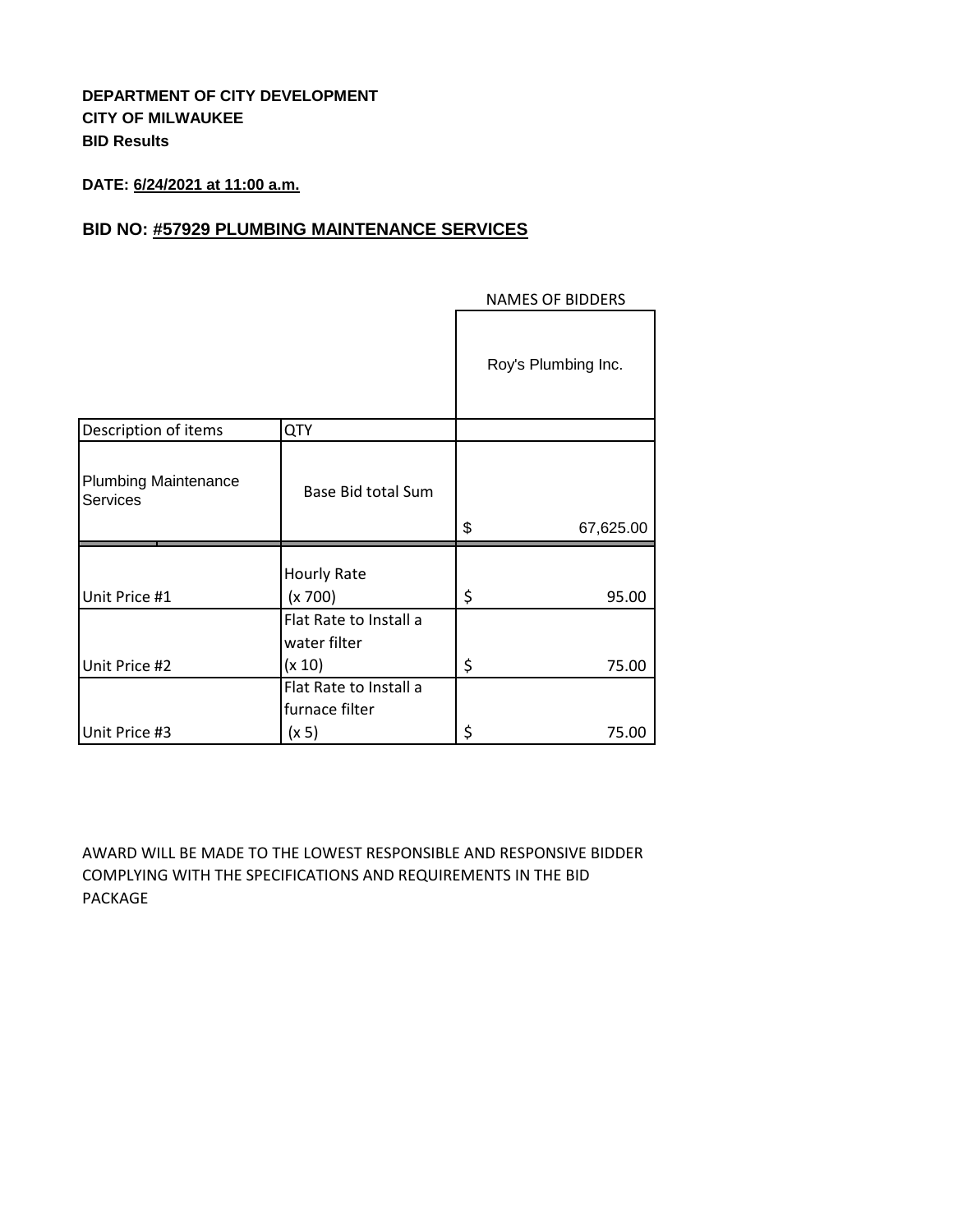**DEPARTMENT OF CITY DEVELOPMENT**
**CITY OF MILWAUKEE**
**BID Results**

**DATE: 6/24/2021 at 11:00 a.m.**

## BID NO: #57929 PLUMBING MAINTENANCE SERVICES

| | | NAMES OF BIDDERS |
|---|---|---|
| | | Roy's Plumbing Inc. |
| Description of items | QTY | |
| Plumbing Maintenance Services | Base Bid total Sum | $ 67,625.00 |
| Unit Price #1 | Hourly Rate (x 700) | $ 95.00 |
| Unit Price #2 | Flat Rate to Install a water filter (x 10) | $ 75.00 |
| Unit Price #3 | Flat Rate to Install a furnace filter (x 5) | $ 75.00 |

AWARD WILL BE MADE TO THE LOWEST RESPONSIBLE AND RESPONSIVE BIDDER COMPLYING WITH THE SPECIFICATIONS AND REQUIREMENTS IN THE BID PACKAGE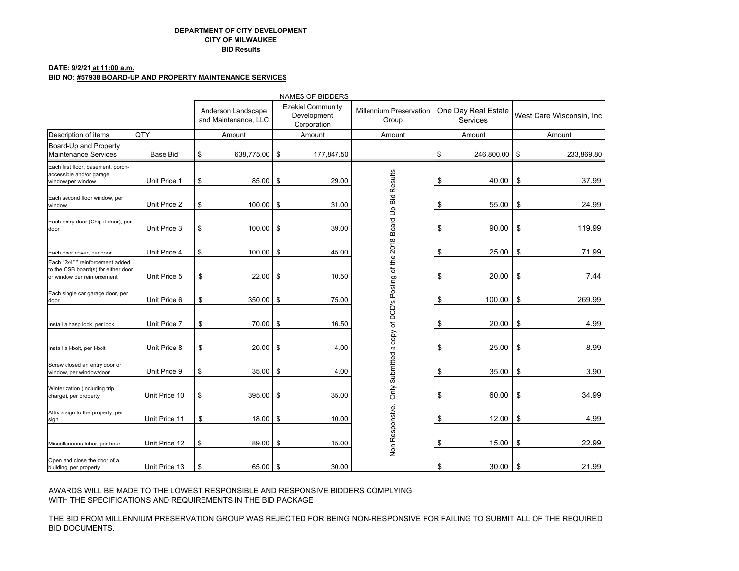**DEPARTMENT OF CITY DEVELOPMENT**
**CITY OF MILWAUKEE**
**BID Results**

**DATE: 9/2/21 at 11:00 a.m.**
**BID NO: #57938 BOARD-UP AND PROPERTY MAINTENANCE SERVICES**

| | | NAMES OF BIDDERS | | | | |
|---|---|---|---|---|---|---|
| | | Anderson Landscape and Maintenance, LLC | Ezekiel Community Development Corporation | Millennium Preservation Group | One Day Real Estate Services | West Care Wisconsin, Inc |
| Description of items | QTY | Amount | Amount | Amount | Amount | Amount |
| Board-Up and Property Maintenance Services | Base Bid | $ 638,775.00 | $ 177,847.50 | | $ 246,800.00 | $ 233,869.80 |
| Each first floor, basement, porch-accessible and/or garage window,per window | Unit Price 1 | $ 85.00 | $ 29.00 | Non Responsive. Only Submitted a copy of DCD's Posting of the 2018 Board Up Bid Results | $ 40.00 | $ 37.99 |
| Each second floor window, per window | Unit Price 2 | $ 100.00 | $ 31.00 | | $ 55.00 | $ 24.99 |
| Each entry door (Chip-it door), per door | Unit Price 3 | $ 100.00 | $ 39.00 | | $ 90.00 | $ 119.99 |
| Each door cover, per door | Unit Price 4 | $ 100.00 | $ 45.00 | | $ 25.00 | $ 71.99 |
| Each "2x4" " reinforcement added to the OSB board(s) for either door or window per reinforcement | Unit Price 5 | $ 22.00 | $ 10.50 | | $ 20.00 | $ 7.44 |
| Each single car garage door, per door | Unit Price 6 | $ 350.00 | $ 75.00 | | $ 100.00 | $ 269.99 |
| Install a hasp lock, per lock | Unit Price 7 | $ 70.00 | $ 16.50 | | $ 20.00 | $ 4.99 |
| Install a I-bolt, per I-bolt | Unit Price 8 | $ 20.00 | $ 4.00 | | $ 25.00 | $ 8.99 |
| Screw closed an entry door or window, per window/door | Unit Price 9 | $ 35.00 | $ 4.00 | | $ 35.00 | $ 3.90 |
| Winterization (including trip charge), per property | Unit Price 10 | $ 395.00 | $ 35.00 | | $ 60.00 | $ 34.99 |
| Affix a sign to the property, per sign | Unit Price 11 | $ 18.00 | $ 10.00 | | $ 12.00 | $ 4.99 |
| Miscellaneous labor, per hour | Unit Price 12 | $ 89.00 | $ 15.00 | | $ 15.00 | $ 22.99 |
| Open and close the door of a building, per property | Unit Price 13 | $ 65.00 | $ 30.00 | | $ 30.00 | $ 21.99 |

AWARDS WILL BE MADE TO THE LOWEST RESPONSIBLE AND RESPONSIVE BIDDERS COMPLYING WITH THE SPECIFICATIONS AND REQUIREMENTS IN THE BID PACKAGE

THE BID FROM MILLENNIUM PRESERVATION GROUP WAS REJECTED FOR BEING NON-RESPONSIVE FOR FAILING TO SUBMIT ALL OF THE REQUIRED BID DOCUMENTS.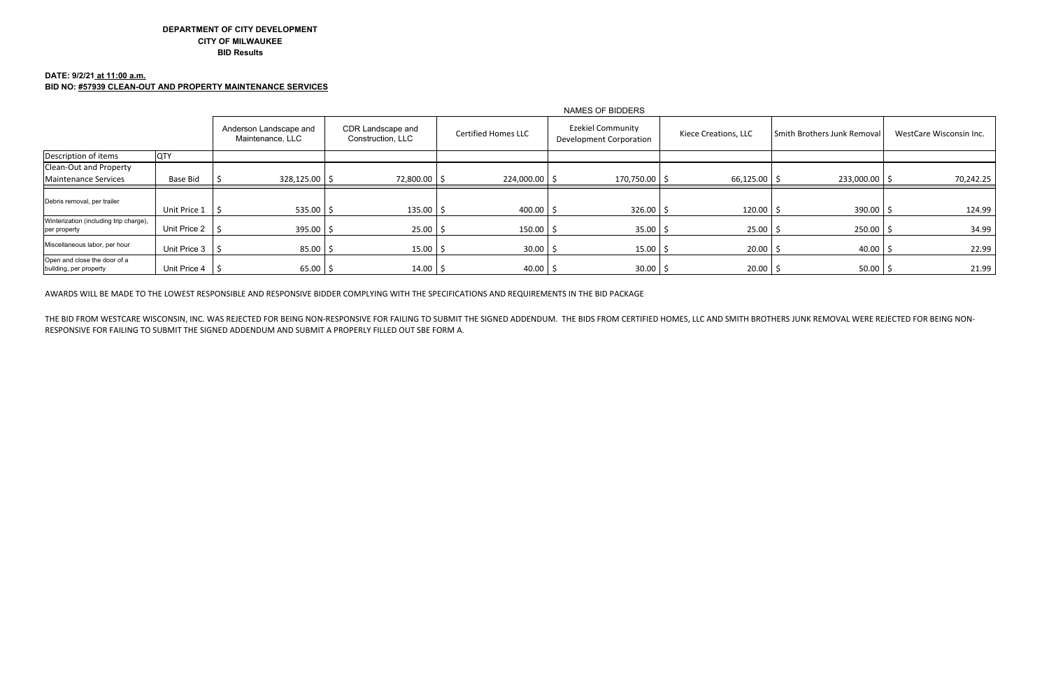**DEPARTMENT OF CITY DEVELOPMENT**
**CITY OF MILWAUKEE**
**BID Results**

**DATE: 9/2/21 at 11:00 a.m.**
**BID NO: #57939 CLEAN-OUT AND PROPERTY MAINTENANCE SERVICES**

| | | NAMES OF BIDDERS | | | | | | |
|---|---|---|---|---|---|---|---|---|
| | | Anderson Landscape and Maintenance, LLC | CDR Landscape and Construction, LLC | Certified Homes LLC | Ezekiel Community Development Corporation | Kiece Creations, LLC | Smith Brothers Junk Removal | WestCare Wisconsin Inc. |
| Description of items | QTY | | | | | | | |
| Clean-Out and Property Maintenance Services | Base Bid | $ 328,125.00 | $ 72,800.00 | $ 224,000.00 | $ 170,750.00 | $ 66,125.00 | $ 233,000.00 | $ 70,242.25 |
| Debris removal, per trailer | Unit Price 1 | $ 535.00 | $ 135.00 | $ 400.00 | $ 326.00 | $ 120.00 | $ 390.00 | $ 124.99 |
| Winterization (including trip charge), per property | Unit Price 2 | $ 395.00 | $ 25.00 | $ 150.00 | $ 35.00 | $ 25.00 | $ 250.00 | $ 34.99 |
| Miscellaneous labor, per hour | Unit Price 3 | $ 85.00 | $ 15.00 | $ 30.00 | $ 15.00 | $ 20.00 | $ 40.00 | $ 22.99 |
| Open and close the door of a building, per property | Unit Price 4 | $ 65.00 | $ 14.00 | $ 40.00 | $ 30.00 | $ 20.00 | $ 50.00 | $ 21.99 |

AWARDS WILL BE MADE TO THE LOWEST RESPONSIBLE AND RESPONSIVE BIDDER COMPLYING WITH THE SPECIFICATIONS AND REQUIREMENTS IN THE BID PACKAGE

THE BID FROM WESTCARE WISCONSIN, INC. WAS REJECTED FOR BEING NON-RESPONSIVE FOR FAILING TO SUBMIT THE SIGNED ADDENDUM. THE BIDS FROM CERTIFIED HOMES, LLC AND SMITH BROTHERS JUNK REMOVAL WERE REJECTED FOR BEING NON-RESPONSIVE FOR FAILING TO SUBMIT THE SIGNED ADDENDUM AND SUBMIT A PROPERLY FILLED OUT SBE FORM A.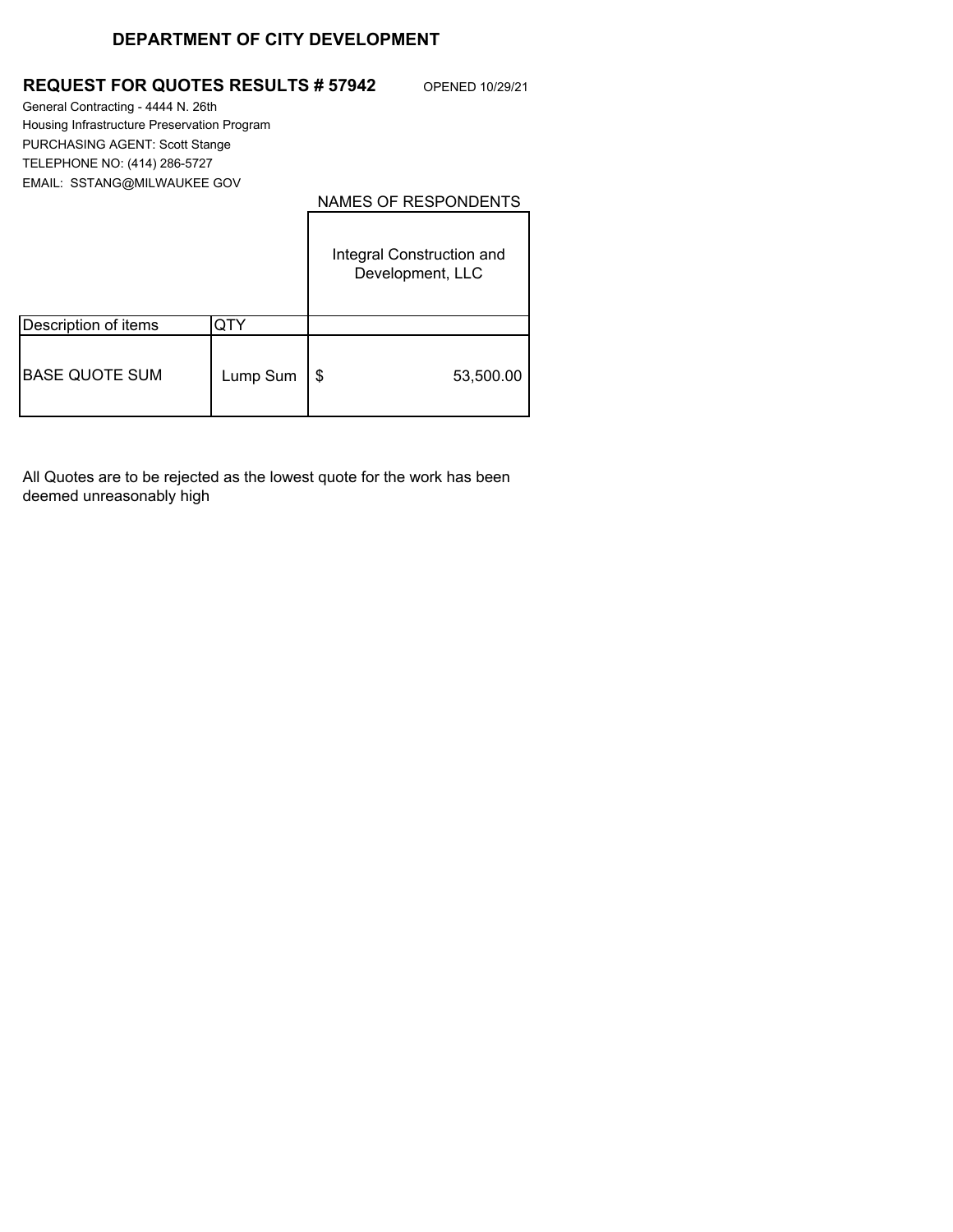## DEPARTMENT OF CITY DEVELOPMENT

**REQUEST FOR QUOTES RESULTS # 57942** OPENED 10/29/21

General Contracting - 4444 N. 26th
Housing Infrastructure Preservation Program
PURCHASING AGENT: Scott Stange
TELEPHONE NO: (414) 286-5727
EMAIL: SSTANG@MILWAUKEE GOV

| | | NAMES OF RESPONDENTS |
|---|---|---|
| | | Integral Construction and Development, LLC |
| Description of items | QTY | |
| BASE QUOTE SUM | Lump Sum | $ 53,500.00 |

All Quotes are to be rejected as the lowest quote for the work has been deemed unreasonably high